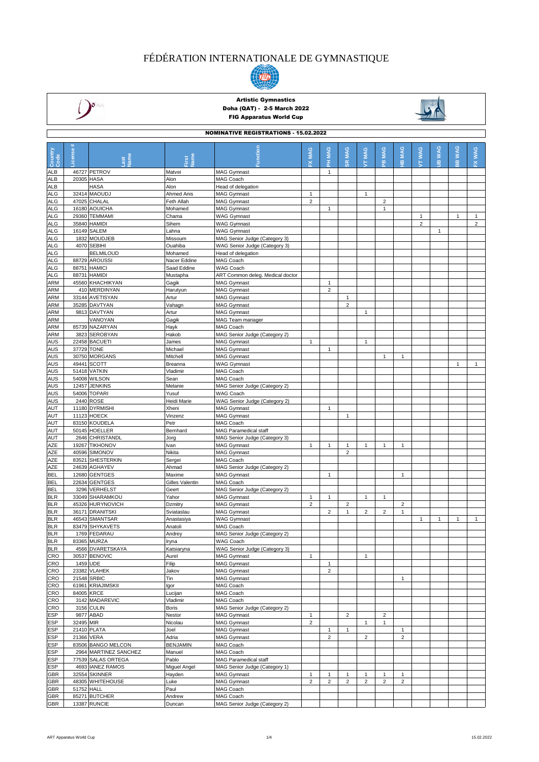# FÉDÉRATION INTERNATIONALE DE GYMNASTIQUE

**Artistic Gymnastics**
**Doha (QAT) - 2-5 March 2022**
**FIG Apparatus World Cup**

## NOMINATIVE REGISTRATIONS - 15.02.2022

| Country Code | License # | Last Name | First Name | Function | FX MAG | PH MAG | SR MAG | VT MAG | PB MAG | HB MAG | VT WAG | UB WAG | BB WAG | FX WAG |
|---|---|---|---|---|---|---|---|---|---|---|---|---|---|---|
| ALB | 46727 | PETROV | Matvei | MAG Gymnast | | 1 | | | | | | | | |
| ALB | 20305 | HASA | Alon | MAG Coach | | | | | | | | | | |
| ALB | | HASA | Alon | Head of delegation | | | | | | | | | | |
| ALG | 32414 | MAOUDJ | Ahmed Anis | MAG Gymnast | 1 | | | 1 | | | | | | |
| ALG | 47025 | CHALAL | Feth Allah | MAG Gymnast | 2 | | | | 2 | | | | | |
| ALG | 16180 | AOUICHA | Mohamed | MAG Gymnast | | 1 | | | 1 | | | | | |
| ALG | 29360 | TEMMAMI | Chama | WAG Gymnast | | | | | | | 1 | | 1 | 1 |
| ALG | 35840 | HAMIDI | Sihem | WAG Gymnast | | | | | | | 2 | | | 2 |
| ALG | 16149 | SALEM | Lahna | WAG Gymnast | | | | | | | | 1 | | |
| ALG | 1832 | MOUDJEB | Missoum | MAG Senior Judge (Category 3) | | | | | | | | | | |
| ALG | 4070 | SEBIHI | Ouahiba | WAG Senior Judge (Category 3) | | | | | | | | | | |
| ALG | | BELMILOUD | Mohamed | Head of delegation | | | | | | | | | | |
| ALG | 88729 | AROUSSI | Nacer Eddine | MAG Coach | | | | | | | | | | |
| ALG | 88751 | HAMICI | Saad Eddine | WAG Coach | | | | | | | | | | |
| ALG | 88731 | HAMIDI | Mustapha | ART Common deleg. Medical doctor | | | | | | | | | | |
| ARM | 45560 | KHACHIKYAN | Gagik | MAG Gymnast | | 1 | | | | | | | | |
| ARM | 410 | MERDINYAN | Harutyun | MAG Gymnast | | 2 | | | | | | | | |
| ARM | 33144 | AVETISYAN | Artur | MAG Gymnast | | | 1 | | | | | | | |
| ARM | 35285 | DAVTYAN | Vahagn | MAG Gymnast | | | 2 | | | | | | | |
| ARM | 9813 | DAVTYAN | Artur | MAG Gymnast | | | | 1 | | | | | | |
| ARM | | VANOYAN | Gagik | MAG Team manager | | | | | | | | | | |
| ARM | 85739 | NAZARYAN | Hayk | MAG Coach | | | | | | | | | | |
| ARM | 3823 | SEROBYAN | Hakob | MAG Senior Judge (Category 2) | | | | | | | | | | |
| AUS | 22458 | BACUETI | James | MAG Gymnast | 1 | | | 1 | | | | | | |
| AUS | 37729 | TONE | Michael | MAG Gymnast | | 1 | | | | | | | | |
| AUS | 30750 | MORGANS | Mitchell | MAG Gymnast | | | | | 1 | 1 | | | | |
| AUS | 49441 | SCOTT | Breanna | WAG Gymnast | | | | | | | | | 1 | 1 |
| AUS | 51418 | VATKIN | Vladimir | MAG Coach | | | | | | | | | | |
| AUS | 54008 | WILSON | Sean | MAG Coach | | | | | | | | | | |
| AUS | 12457 | JENKINS | Melanie | MAG Senior Judge (Category 2) | | | | | | | | | | |
| AUS | 54006 | TOPARI | Yusuf | WAG Coach | | | | | | | | | | |
| AUS | 2440 | ROSE | Heidi Marie | WAG Senior Judge (Category 2) | | | | | | | | | | |
| AUT | 11180 | DYRMISHI | Xheni | MAG Gymnast | | 1 | | | | | | | | |
| AUT | 11123 | HOECK | Vinzenz | MAG Gymnast | | | 1 | | | | | | | |
| AUT | 83150 | KOUDELA | Petr | MAG Coach | | | | | | | | | | |
| AUT | 50145 | HOELLER | Bernhard | MAG Paramedical staff | | | | | | | | | | |
| AUT | 2646 | CHRISTANDL | Jorg | MAG Senior Judge (Category 3) | | | | | | | | | | |
| AZE | 19267 | TIKHONOV | Ivan | MAG Gymnast | 1 | 1 | 1 | 1 | 1 | 1 | | | | |
| AZE | 40596 | SIMONOV | Nikita | MAG Gymnast | | | 2 | | | | | | | |
| AZE | 83521 | SHESTERKIN | Sergei | MAG Coach | | | | | | | | | | |
| AZE | 24639 | AGHAYEV | Ahmad | MAG Senior Judge (Category 2) | | | | | | | | | | |
| BEL | 12680 | GENTGES | Maxime | MAG Gymnast | | 1 | | | | 1 | | | | |
| BEL | 22634 | GENTGES | Gilles Valentin | MAG Coach | | | | | | | | | | |
| BEL | 3296 | VERHELST | Geert | MAG Senior Judge (Category 2) | | | | | | | | | | |
| BLR | 33049 | SHARAMKOU | Yahor | MAG Gymnast | 1 | 1 | | 1 | 1 | | | | | |
| BLR | 45326 | HURYNOVICH | Dzmitry | MAG Gymnast | 2 | | 2 | | | 2 | | | | |
| BLR | 36171 | DRANITSKI | Sviataslau | MAG Gymnast | | 2 | 1 | 2 | 2 | 1 | | | | |
| BLR | 46543 | SMANTSAR | Anastasiya | WAG Gymnast | | | | | | | 1 | 1 | 1 | 1 |
| BLR | 83479 | SHYKAVETS | Anatoli | MAG Coach | | | | | | | | | | |
| BLR | 1769 | FEDARAU | Andrey | MAG Senior Judge (Category 2) | | | | | | | | | | |
| BLR | 83365 | MURZA | Iryna | WAG Coach | | | | | | | | | | |
| BLR | 4566 | DVARETSKAYA | Katsiaryna | WAG Senior Judge (Category 3) | | | | | | | | | | |
| CRO | 30537 | BENOVIC | Aurel | MAG Gymnast | 1 | | | 1 | | | | | | |
| CRO | 1459 | UDE | Filip | MAG Gymnast | | 1 | | | | | | | | |
| CRO | 23382 | VLAHEK | Jakov | MAG Gymnast | | 2 | | | | | | | | |
| CRO | 21548 | SRBIC | Tin | MAG Gymnast | | | | | | 1 | | | | |
| CRO | 61961 | KRIAJIMSKII | Igor | MAG Coach | | | | | | | | | | |
| CRO | 84005 | KRCE | Lucijan | MAG Coach | | | | | | | | | | |
| CRO | 3142 | MADAREVIC | Vladimir | MAG Coach | | | | | | | | | | |
| CRO | 3156 | CULIN | Boris | MAG Senior Judge (Category 2) | | | | | | | | | | |
| ESP | 9877 | ABAD | Nestor | MAG Gymnast | 1 | | 2 | | 2 | | | | | |
| ESP | 32495 | MIR | Nicolau | MAG Gymnast | 2 | | | 1 | 1 | | | | | |
| ESP | 21410 | PLATA | Joel | MAG Gymnast | | 1 | 1 | | | 1 | | | | |
| ESP | 21366 | VERA | Adria | MAG Gymnast | | 2 | | 2 | | 2 | | | | |
| ESP | 83506 | BANGO MELCON | BENJAMIN | MAG Coach | | | | | | | | | | |
| ESP | 2964 | MARTINEZ SANCHEZ | Manuel | MAG Coach | | | | | | | | | | |
| ESP | 77539 | SALAS ORTEGA | Pablo | MAG Paramedical staff | | | | | | | | | | |
| ESP | 4693 | IANEZ RAMOS | Miguel Angel | MAG Senior Judge (Category 1) | | | | | | | | | | |
| GBR | 32554 | SKINNER | Hayden | MAG Gymnast | 1 | 1 | 1 | 1 | 1 | 1 | | | | |
| GBR | 48305 | WHITEHOUSE | Luke | MAG Gymnast | 2 | 2 | 2 | 2 | 2 | 2 | | | | |
| GBR | 51752 | HALL | Paul | MAG Coach | | | | | | | | | | |
| GBR | 85271 | BUTCHER | Andrew | MAG Coach | | | | | | | | | | |
| GBR | 13387 | RUNCIE | Duncan | MAG Senior Judge (Category 2) | | | | | | | | | | |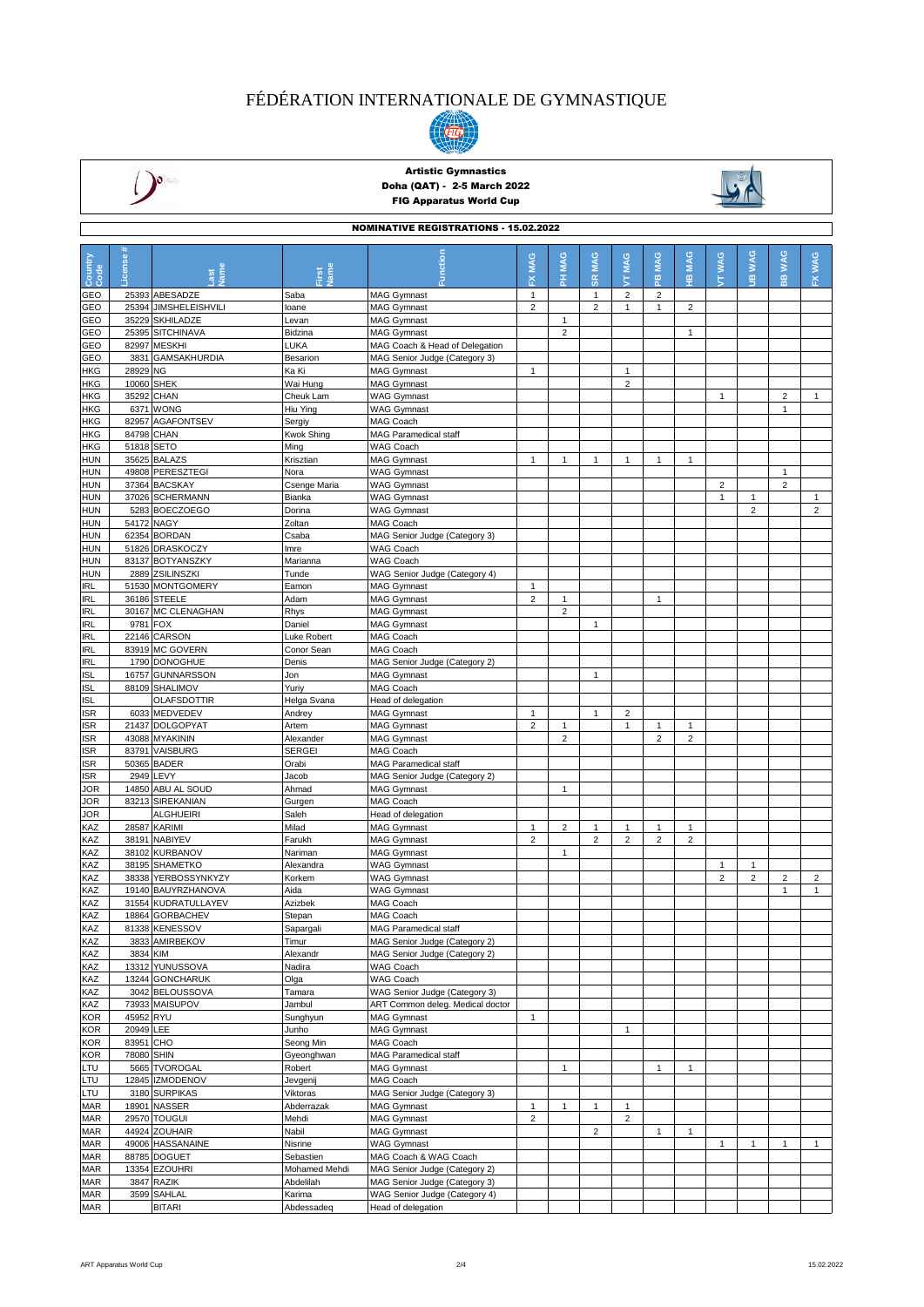# FÉDÉRATION INTERNATIONALE DE GYMNASTIQUE

**Artistic Gymnastics**
**Doha (QAT) - 2-5 March 2022**
**FIG Apparatus World Cup**

**NOMINATIVE REGISTRATIONS - 15.02.2022**

| Country Code | License # | Last Name | First Name | Function | FX MAG | PH MAG | SR MAG | VT MAG | PB MAG | HB MAG | VT WAG | UB WAG | BB WAG | FX WAG |
|---|---|---|---|---|---|---|---|---|---|---|---|---|---|---|
| GEO | 25393 | ABESADZE | Saba | MAG Gymnast | 1 | | 1 | 2 | 2 | | | | | |
| GEO | 25394 | JIMSHELEISHVILI | Ioane | MAG Gymnast | 2 | | 2 | 1 | 1 | 2 | | | | |
| GEO | 35229 | SKHILADZE | Levan | MAG Gymnast | | 1 | | | | | | | | |
| GEO | 25395 | SITCHINAVA | Bidzina | MAG Gymnast | | 2 | | | | 1 | | | | |
| GEO | 82997 | MESKHI | LUKA | MAG Coach & Head of Delegation | | | | | | | | | | |
| GEO | 3831 | GAMSAKHURDIA | Besarion | MAG Senior Judge (Category 3) | | | | | | | | | | |
| HKG | 28929 | NG | Ka Ki | MAG Gymnast | 1 | | | 1 | | | | | | |
| HKG | 10060 | SHEK | Wai Hung | MAG Gymnast | | | | 2 | | | | | | |
| HKG | 35292 | CHAN | Cheuk Lam | WAG Gymnast | | | | | | | 1 | | 2 | 1 |
| HKG | 6371 | WONG | Hiu Ying | WAG Gymnast | | | | | | | | | 1 | |
| HKG | 82957 | AGAFONTSEV | Sergiy | MAG Coach | | | | | | | | | | |
| HKG | 84798 | CHAN | Kwok Shing | MAG Paramedical staff | | | | | | | | | | |
| HKG | 51818 | SETO | Ming | WAG Coach | | | | | | | | | | |
| HUN | 35625 | BALAZS | Krisztian | MAG Gymnast | 1 | 1 | 1 | 1 | 1 | 1 | | | | |
| HUN | 49808 | PERESZTEGI | Nora | WAG Gymnast | | | | | | | | | 1 | |
| HUN | 37364 | BACSKAY | Csenge Maria | WAG Gymnast | | | | | | | 2 | | 2 | |
| HUN | 37026 | SCHERMANN | Bianka | WAG Gymnast | | | | | | | 1 | 1 | | 1 |
| HUN | 5283 | BOECZOEGO | Dorina | WAG Gymnast | | | | | | | | 2 | | 2 |
| HUN | 54172 | NAGY | Zoltan | MAG Coach | | | | | | | | | | |
| HUN | 62354 | BORDAN | Csaba | MAG Senior Judge (Category 3) | | | | | | | | | | |
| HUN | 51826 | DRASKOCZY | Imre | WAG Coach | | | | | | | | | | |
| HUN | 83137 | BOTYANSZKY | Marianna | WAG Coach | | | | | | | | | | |
| HUN | 2889 | ZSILINSZKI | Tunde | WAG Senior Judge (Category 4) | | | | | | | | | | |
| IRL | 51530 | MONTGOMERY | Eamon | MAG Gymnast | 1 | | | | | | | | | |
| IRL | 36186 | STEELE | Adam | MAG Gymnast | 2 | 1 | | | 1 | | | | | |
| IRL | 30167 | MC CLENAGHAN | Rhys | MAG Gymnast | | 2 | | | | | | | | |
| IRL | 9781 | FOX | Daniel | MAG Gymnast | | | 1 | | | | | | | |
| IRL | 22146 | CARSON | Luke Robert | MAG Coach | | | | | | | | | | |
| IRL | 83919 | MC GOVERN | Conor Sean | MAG Coach | | | | | | | | | | |
| IRL | 1790 | DONOGHUE | Denis | MAG Senior Judge (Category 2) | | | | | | | | | | |
| ISL | 16757 | GUNNARSSON | Jon | MAG Gymnast | | | 1 | | | | | | | |
| ISL | 88109 | SHALIMOV | Yuriy | MAG Coach | | | | | | | | | | |
| ISL | | OLAFSDOTTIR | Helga Svana | Head of delegation | | | | | | | | | | |
| ISR | 6033 | MEDVEDEV | Andrey | MAG Gymnast | 1 | | 1 | 2 | | | | | | |
| ISR | 21437 | DOLGOPYAT | Artem | MAG Gymnast | 2 | 1 | | 1 | 1 | 1 | | | | |
| ISR | 43088 | MYAKININ | Alexander | MAG Gymnast | | 2 | | | 2 | 2 | | | | |
| ISR | 83791 | VAISBURG | SERGEI | MAG Coach | | | | | | | | | | |
| ISR | 50365 | BADER | Orabi | MAG Paramedical staff | | | | | | | | | | |
| ISR | 2949 | LEVY | Jacob | MAG Senior Judge (Category 2) | | | | | | | | | | |
| JOR | 14850 | ABU AL SOUD | Ahmad | MAG Gymnast | | 1 | | | | | | | | |
| JOR | 83213 | SIREKANIAN | Gurgen | MAG Coach | | | | | | | | | | |
| JOR | | ALGHUEIRI | Saleh | Head of delegation | | | | | | | | | | |
| KAZ | 28587 | KARIMI | Milad | MAG Gymnast | 1 | 2 | 1 | 1 | 1 | 1 | | | | |
| KAZ | 38191 | NABIYEV | Farukh | MAG Gymnast | 2 | | 2 | 2 | 2 | 2 | | | | |
| KAZ | 38102 | KURBANOV | Nariman | MAG Gymnast | | 1 | | | | | | | | |
| KAZ | 38195 | SHAMETKO | Alexandra | WAG Gymnast | | | | | | | 1 | 1 | | |
| KAZ | 38338 | YERBOSSYNKYZY | Korkem | WAG Gymnast | | | | | | | 2 | 2 | 2 | 2 |
| KAZ | 19140 | BAUYRZHANOVA | Aida | WAG Gymnast | | | | | | | | | 1 | 1 |
| KAZ | 31554 | KUDRATULLAYEV | Azizbek | MAG Coach | | | | | | | | | | |
| KAZ | 18864 | GORBACHEV | Stepan | MAG Coach | | | | | | | | | | |
| KAZ | 81338 | KENESSOV | Sapargali | MAG Paramedical staff | | | | | | | | | | |
| KAZ | 3833 | AMIRBEKOV | Timur | MAG Senior Judge (Category 2) | | | | | | | | | | |
| KAZ | 3834 | KIM | Alexandr | MAG Senior Judge (Category 2) | | | | | | | | | | |
| KAZ | 13312 | YUNUSSOVA | Nadira | WAG Coach | | | | | | | | | | |
| KAZ | 13244 | GONCHARUK | Olga | WAG Coach | | | | | | | | | | |
| KAZ | 3042 | BELOUSSOVA | Tamara | WAG Senior Judge (Category 3) | | | | | | | | | | |
| KAZ | 73933 | MAISUPOV | Jambul | ART Common deleg. Medical doctor | | | | | | | | | | |
| KOR | 45952 | RYU | Sunghyun | MAG Gymnast | 1 | | | | | | | | | |
| KOR | 20949 | LEE | Junho | MAG Gymnast | | | | 1 | | | | | | |
| KOR | 83951 | CHO | Seong Min | MAG Coach | | | | | | | | | | |
| KOR | 78080 | SHIN | Gyeonghwan | MAG Paramedical staff | | | | | | | | | | |
| LTU | 5665 | TVOROGAL | Robert | MAG Gymnast | | 1 | | | 1 | 1 | | | | |
| LTU | 12845 | IZMODENOV | Jevgenij | MAG Coach | | | | | | | | | | |
| LTU | 3180 | SURPIKAS | Viktoras | MAG Senior Judge (Category 3) | | | | | | | | | | |
| MAR | 18901 | NASSER | Abderrazak | MAG Gymnast | 1 | 1 | 1 | 1 | | | | | | |
| MAR | 29570 | TOUGUI | Mehdi | MAG Gymnast | 2 | | | 2 | | | | | | |
| MAR | 44924 | ZOUHAIR | Nabil | MAG Gymnast | | | 2 | | 1 | 1 | | | | |
| MAR | 49006 | HASSANAINE | Nisrine | WAG Gymnast | | | | | | | 1 | 1 | 1 | 1 |
| MAR | 88785 | DOGUET | Sebastien | MAG Coach & WAG Coach | | | | | | | | | | |
| MAR | 13354 | EZOUHRI | Mohamed Mehdi | MAG Senior Judge (Category 2) | | | | | | | | | | |
| MAR | 3847 | RAZIK | Abdelilah | MAG Senior Judge (Category 3) | | | | | | | | | | |
| MAR | 3599 | SAHLAL | Karima | WAG Senior Judge (Category 4) | | | | | | | | | | |
| MAR | | BITARI | Abdessadeq | Head of delegation | | | | | | | | | | |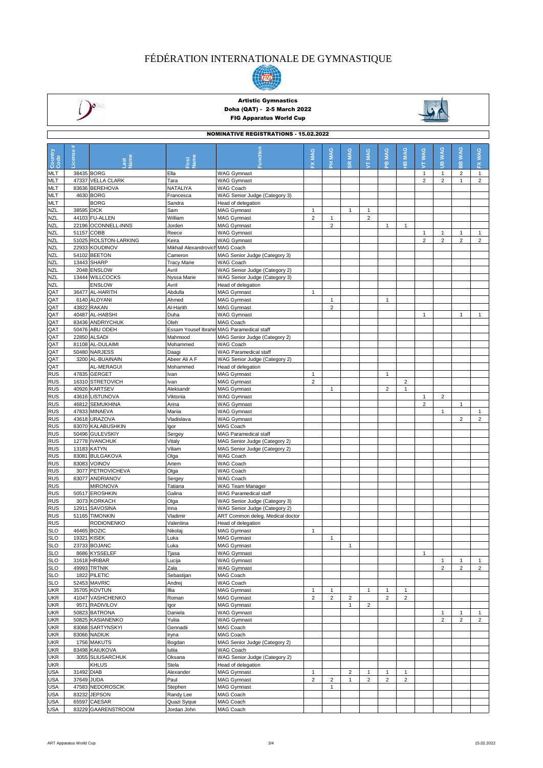# FÉDÉRATION INTERNATIONALE DE GYMNASTIQUE

**Artistic Gymnastics**
**Doha (QAT) - 2-5 March 2022**
**FIG Apparatus World Cup**

## NOMINATIVE REGISTRATIONS - 15.02.2022

| Country Code | License # | Last Name | First Name | Function | FX MAG | PH MAG | SR MAG | VT MAG | PB MAG | HB MAG | VT WAG | UB WAG | BB WAG | FX WAG |
|---|---|---|---|---|---|---|---|---|---|---|---|---|---|---|
| MLT | 38435 | BORG | Ella | WAG Gymnast | | | | | | | 1 | 1 | 2 | 1 |
| MLT | 47337 | VELLA CLARK | Tara | WAG Gymnast | | | | | | | 2 | 2 | 1 | 2 |
| MLT | 83636 | BEREHOVA | NATALIYA | WAG Coach | | | | | | | | | | |
| MLT | 4630 | BORG | Francesca | WAG Senior Judge (Category 3) | | | | | | | | | | |
| MLT | | BORG | Sandra | Head of delegation | | | | | | | | | | |
| NZL | 38595 | DICK | Sam | MAG Gymnast | 1 | | 1 | 1 | | | | | | |
| NZL | 44103 | FU-ALLEN | William | MAG Gymnast | 2 | 1 | | 2 | | | | | | |
| NZL | 22196 | OCONNELL-INNS | Jorden | MAG Gymnast | | 2 | | | 1 | 1 | | | | |
| NZL | 51157 | COBB | Reece | WAG Gymnast | | | | | | | 1 | 1 | 1 | 1 |
| NZL | 51025 | ROLSTON-LARKING | Keira | WAG Gymnast | | | | | | | 2 | 2 | 2 | 2 |
| NZL | 22933 | KOUDINOV | Mikhail Alexandrovich | MAG Coach | | | | | | | | | | |
| NZL | 54102 | BEETON | Cameron | MAG Senior Judge (Category 3) | | | | | | | | | | |
| NZL | 13443 | SHARP | Tracy Marie | WAG Coach | | | | | | | | | | |
| NZL | 2048 | ENSLOW | Avril | WAG Senior Judge (Category 2) | | | | | | | | | | |
| NZL | 13444 | WILLCOCKS | Nyssa Marie | WAG Senior Judge (Category 3) | | | | | | | | | | |
| NZL | | ENSLOW | Avril | Head of delegation | | | | | | | | | | |
| QAT | 36477 | AL-HARITH | Abdulla | MAG Gymnast | 1 | | | | | | | | | |
| QAT | 6140 | ALDYANI | Ahmed | MAG Gymnast | | 1 | | | 1 | | | | | |
| QAT | 43822 | RAKAN | Al-Harith | MAG Gymnast | | 2 | | | | | | | | |
| QAT | 40487 | AL-HABSHI | Duha | WAG Gymnast | | | | | | | 1 | | 1 | 1 |
| QAT | 83436 | ANDRIYCHUK | Oleh | MAG Coach | | | | | | | | | | |
| QAT | 50476 | ABU ODEH | Essam Yousef Ibrahim | MAG Paramedical staff | | | | | | | | | | |
| QAT | 22850 | ALSADI | Mahmood | MAG Senior Judge (Category 2) | | | | | | | | | | |
| QAT | 81108 | AL-DULAIMI | Mohammed | WAG Coach | | | | | | | | | | |
| QAT | 50480 | NARJESS | Daagi | WAG Paramedical staff | | | | | | | | | | |
| QAT | 3200 | AL-BUAINAIN | Abeer Ali A F | WAG Senior Judge (Category 2) | | | | | | | | | | |
| QAT | | AL-MERAGUI | Mohammed | Head of delegation | | | | | | | | | | |
| RUS | 47835 | GERGET | Ivan | MAG Gymnast | 1 | | | | 1 | | | | | |
| RUS | 16310 | STRETOVICH | Ivan | MAG Gymnast | 2 | | | | | 2 | | | | |
| RUS | 40926 | KARTSEV | Aleksandr | MAG Gymnast | | 1 | | | 2 | 1 | | | | |
| RUS | 43616 | LISTUNOVA | Viktoriia | WAG Gymnast | | | | | | | 1 | 2 | | |
| RUS | 46812 | SEMUKHINA | Arina | WAG Gymnast | | | | | | | 2 | | 1 | |
| RUS | 47833 | MINAEVA | Mariia | WAG Gymnast | | | | | | | | 1 | | 1 |
| RUS | 43618 | URAZOVA | Vladislava | WAG Gymnast | | | | | | | | | 2 | 2 |
| RUS | 83070 | KALABUSHKIN | Igor | MAG Coach | | | | | | | | | | |
| RUS | 50496 | GULEVSKIY | Sergey | MAG Paramedical staff | | | | | | | | | | |
| RUS | 12778 | IVANCHUK | Vitaly | MAG Senior Judge (Category 2) | | | | | | | | | | |
| RUS | 13183 | KATYN | Viliam | MAG Senior Judge (Category 2) | | | | | | | | | | |
| RUS | 83081 | BULGAKOVA | Olga | WAG Coach | | | | | | | | | | |
| RUS | 83083 | VOINOV | Artem | WAG Coach | | | | | | | | | | |
| RUS | 3077 | PETROVICHEVA | Olga | WAG Coach | | | | | | | | | | |
| RUS | 83077 | ANDRIANOV | Sergey | WAG Coach | | | | | | | | | | |
| RUS | | MIRONOVA | Tatiana | WAG Team Manager | | | | | | | | | | |
| RUS | 50517 | EROSHKIN | Galina | WAG Paramedical staff | | | | | | | | | | |
| RUS | 3073 | KORKACH | Olga | WAG Senior Judge (Category 3) | | | | | | | | | | |
| RUS | 12911 | SAVOSINA | Irina | WAG Senior Judge (Category 2) | | | | | | | | | | |
| RUS | 51165 | TIMONKIN | Vladimir | ART Common deleg. Medical doctor | | | | | | | | | | |
| RUS | | RODIONENKO | Valentina | Head of delegation | | | | | | | | | | |
| SLO | 46465 | BOZIC | Nikolaj | MAG Gymnast | 1 | | | | | | | | | |
| SLO | 19321 | KISEK | Luka | MAG Gymnast | | 1 | | | | | | | | |
| SLO | 23733 | BOJANC | Luka | MAG Gymnast | | | 1 | | | | | | | |
| SLO | 8686 | KYSSELEF | Tjasa | WAG Gymnast | | | | | | | 1 | | | |
| SLO | 31618 | HRIBAR | Lucija | WAG Gymnast | | | | | | | | 1 | 1 | 1 |
| SLO | 49993 | TRTNIK | Zala | WAG Gymnast | | | | | | | | 2 | 2 | 2 |
| SLO | 1822 | PILETIC | Sebastijan | MAG Coach | | | | | | | | | | |
| SLO | 52453 | MAVRIC | Andrej | WAG Coach | | | | | | | | | | |
| UKR | 35705 | KOVTUN | Illia | MAG Gymnast | 1 | 1 | | 1 | 1 | 1 | | | | |
| UKR | 41047 | VASHCHENKO | Roman | MAG Gymnast | 2 | 2 | 2 | | 2 | 2 | | | | |
| UKR | 9571 | RADIVILOV | Igor | MAG Gymnast | | | 1 | 2 | | | | | | |
| UKR | 50823 | BATRONA | Daniela | WAG Gymnast | | | | | | | | 1 | 1 | 1 |
| UKR | 50825 | KASIANENKO | Yuliia | WAG Gymnast | | | | | | | | 2 | 2 | 2 |
| UKR | 83068 | SARTYNSKYI | Gennadii | MAG Coach | | | | | | | | | | |
| UKR | 83066 | NADIUK | Iryna | MAG Coach | | | | | | | | | | |
| UKR | 1756 | MAKUTS | Bogdan | MAG Senior Judge (Category 2) | | | | | | | | | | |
| UKR | 83498 | KAIUKOVA | Iuliia | WAG Coach | | | | | | | | | | |
| UKR | 3055 | SLIUSARCHUK | Oksana | WAG Senior Judge (Category 2) | | | | | | | | | | |
| UKR | | KHLUS | Stela | Head of delegation | | | | | | | | | | |
| USA | 31492 | DIAB | Alexander | MAG Gymnast | 1 | | 2 | 1 | 1 | 1 | | | | |
| USA | 37649 | JUDA | Paul | MAG Gymnast | 2 | 2 | 1 | 2 | 2 | 2 | | | | |
| USA | 47583 | NEDOROSCIK | Stephen | MAG Gymnast | | 1 | | | | | | | | |
| USA | 83232 | JEPSON | Randy Lee | MAG Coach | | | | | | | | | | |
| USA | 65597 | CAESAR | Quazi Syque | MAG Coach | | | | | | | | | | |
| USA | 83229 | GAARENSTROOM | Jordan John | MAG Coach | | | | | | | | | | |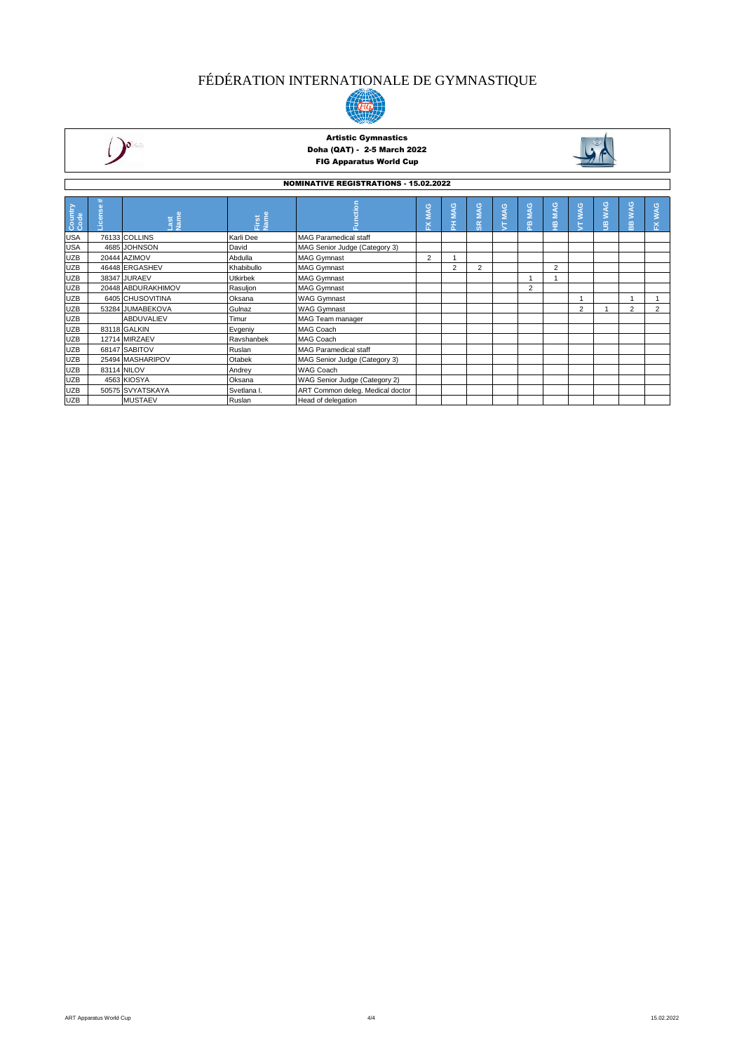# FÉDÉRATION INTERNATIONALE DE GYMNASTIQUE

**Artistic Gymnastics**
**Doha (QAT) - 2-5 March 2022**
**FIG Apparatus World Cup**

**NOMINATIVE REGISTRATIONS - 15.02.2022**

| Country Code | License # | Last Name | First Name | Function | FX MAG | PH MAG | SR MAG | VT MAG | PB MAG | HB MAG | VT WAG | UB WAG | BB WAG | FX WAG |
|---|---|---|---|---|---|---|---|---|---|---|---|---|---|---|
| USA | 76133 | COLLINS | Karli Dee | MAG Paramedical staff | | | | | | | | | | |
| USA | 4685 | JOHNSON | David | MAG Senior Judge (Category 3) | | | | | | | | | | |
| UZB | 20444 | AZIMOV | Abdulla | MAG Gymnast | 2 | 1 | | | | | | | | |
| UZB | 46448 | ERGASHEV | Khabibullo | MAG Gymnast | | 2 | 2 | | | 2 | | | | |
| UZB | 38347 | JURAEV | Utkirbek | MAG Gymnast | | | | | 1 | 1 | | | | |
| UZB | 20448 | ABDURAKHIMOV | Rasuljon | MAG Gymnast | | | | | 2 | | | | | |
| UZB | 6405 | CHUSOVITINA | Oksana | WAG Gymnast | | | | | | | 1 | | 1 | 1 |
| UZB | 53284 | JUMABEKOVA | Gulnaz | WAG Gymnast | | | | | | | 2 | 1 | 2 | 2 |
| UZB | | ABDUVALIEV | Timur | MAG Team manager | | | | | | | | | | |
| UZB | 83118 | GALKIN | Evgeniy | MAG Coach | | | | | | | | | | |
| UZB | 12714 | MIRZAEV | Ravshanbek | MAG Coach | | | | | | | | | | |
| UZB | 68147 | SABITOV | Ruslan | MAG Paramedical staff | | | | | | | | | | |
| UZB | 25494 | MASHARIPOV | Otabek | MAG Senior Judge (Category 3) | | | | | | | | | | |
| UZB | 83114 | NILOV | Andrey | WAG Coach | | | | | | | | | | |
| UZB | 4563 | KIOSYA | Oksana | WAG Senior Judge (Category 2) | | | | | | | | | | |
| UZB | 50575 | SVYATSKAYA | Svetlana I. | ART Common deleg. Medical doctor | | | | | | | | | | |
| UZB | | MUSTAEV | Ruslan | Head of delegation | | | | | | | | | | |